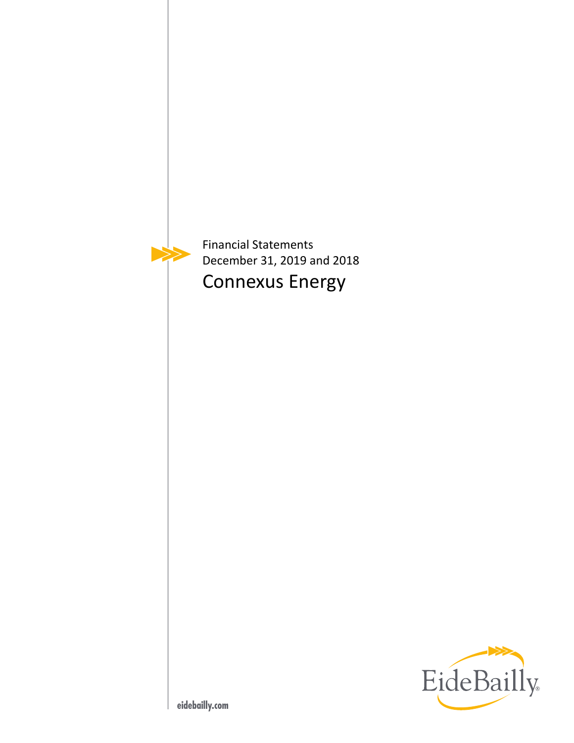Financial Statements

December 31, 2019 and 2018

# Connexus Energy

EideBailly

eidebailly.com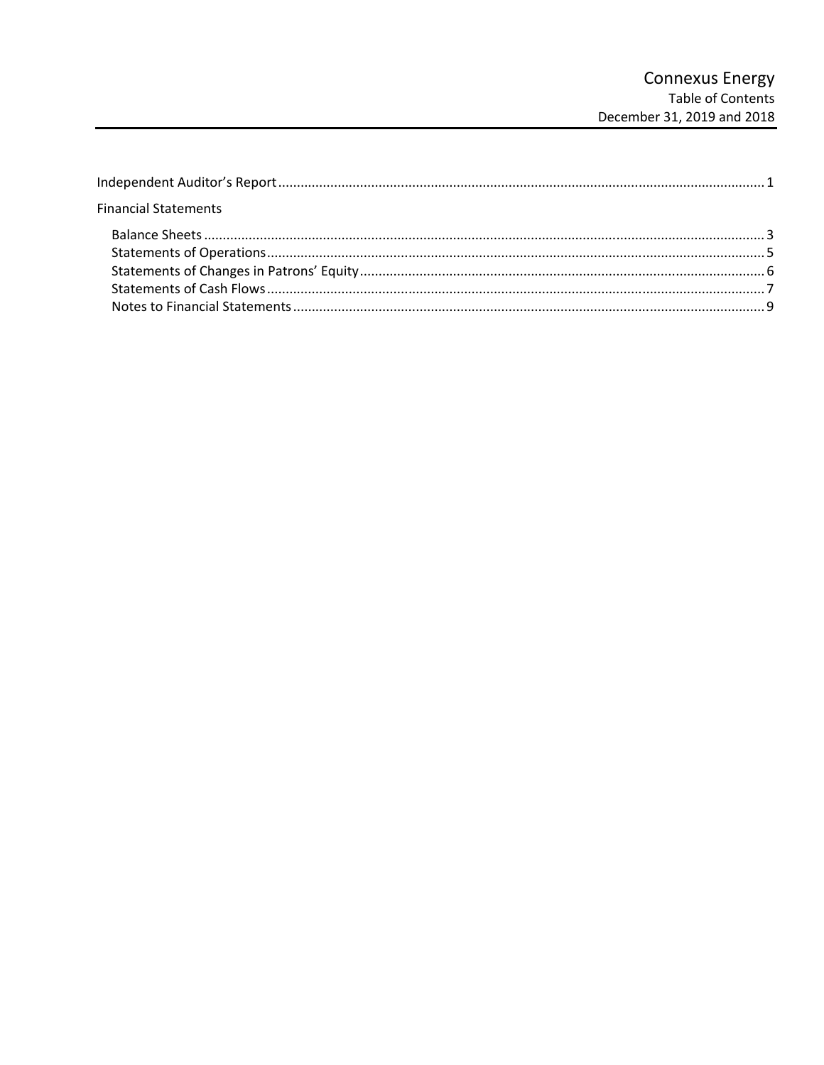# Connexus Energy
Table of Contents
December 31, 2019 and 2018

Independent Auditor's Report .......... 1

Financial Statements

- Balance Sheets .......... 3
- Statements of Operations .......... 5
- Statements of Changes in Patrons' Equity .......... 6
- Statements of Cash Flows .......... 7
- Notes to Financial Statements .......... 9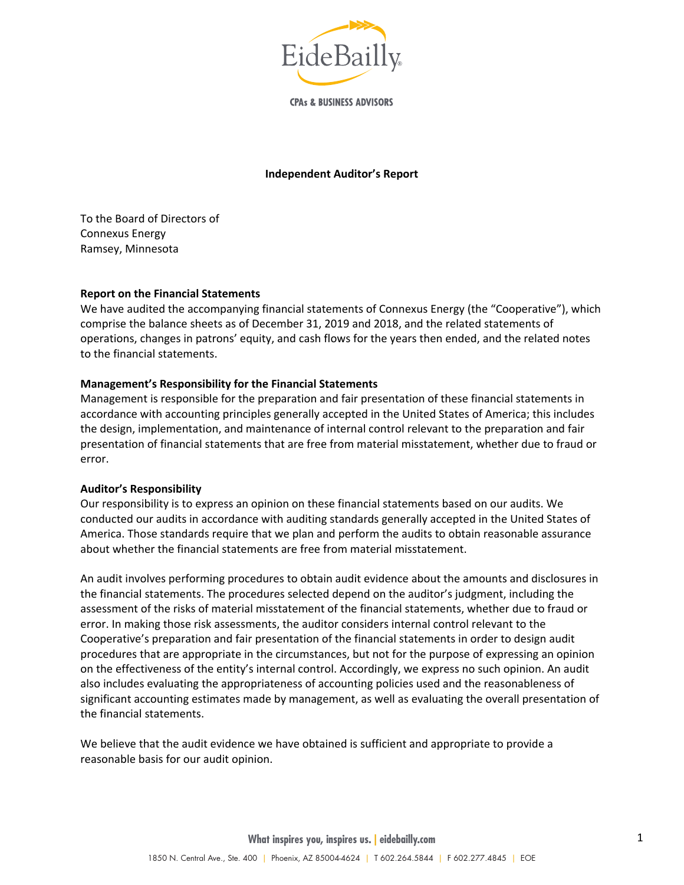**Independent Auditor's Report**

To the Board of Directors of
Connexus Energy
Ramsey, Minnesota

**Report on the Financial Statements**

We have audited the accompanying financial statements of Connexus Energy (the "Cooperative"), which comprise the balance sheets as of December 31, 2019 and 2018, and the related statements of operations, changes in patrons' equity, and cash flows for the years then ended, and the related notes to the financial statements.

**Management's Responsibility for the Financial Statements**

Management is responsible for the preparation and fair presentation of these financial statements in accordance with accounting principles generally accepted in the United States of America; this includes the design, implementation, and maintenance of internal control relevant to the preparation and fair presentation of financial statements that are free from material misstatement, whether due to fraud or error.

**Auditor's Responsibility**

Our responsibility is to express an opinion on these financial statements based on our audits. We conducted our audits in accordance with auditing standards generally accepted in the United States of America. Those standards require that we plan and perform the audits to obtain reasonable assurance about whether the financial statements are free from material misstatement.

An audit involves performing procedures to obtain audit evidence about the amounts and disclosures in the financial statements. The procedures selected depend on the auditor's judgment, including the assessment of the risks of material misstatement of the financial statements, whether due to fraud or error. In making those risk assessments, the auditor considers internal control relevant to the Cooperative's preparation and fair presentation of the financial statements in order to design audit procedures that are appropriate in the circumstances, but not for the purpose of expressing an opinion on the effectiveness of the entity's internal control. Accordingly, we express no such opinion. An audit also includes evaluating the appropriateness of accounting policies used and the reasonableness of significant accounting estimates made by management, as well as evaluating the overall presentation of the financial statements.

We believe that the audit evidence we have obtained is sufficient and appropriate to provide a reasonable basis for our audit opinion.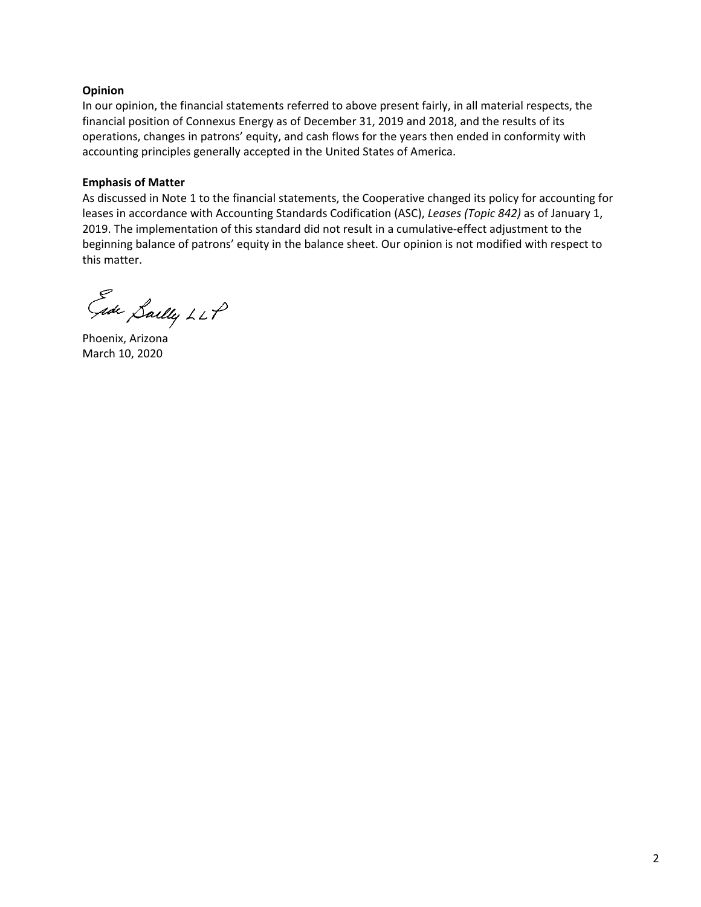**Opinion**

In our opinion, the financial statements referred to above present fairly, in all material respects, the financial position of Connexus Energy as of December 31, 2019 and 2018, and the results of its operations, changes in patrons' equity, and cash flows for the years then ended in conformity with accounting principles generally accepted in the United States of America.

**Emphasis of Matter**

As discussed in Note 1 to the financial statements, the Cooperative changed its policy for accounting for leases in accordance with Accounting Standards Codification (ASC), *Leases (Topic 842)* as of January 1, 2019. The implementation of this standard did not result in a cumulative-effect adjustment to the beginning balance of patrons' equity in the balance sheet. Our opinion is not modified with respect to this matter.

Eide Bailly LLP

Phoenix, Arizona
March 10, 2020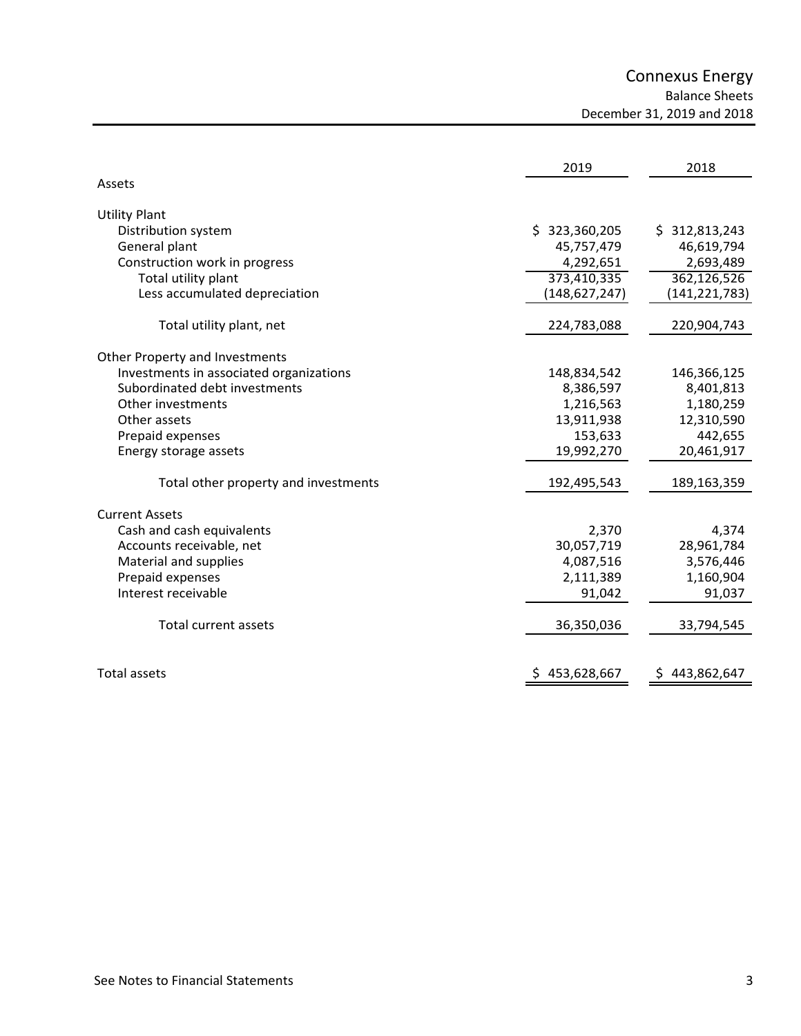# Connexus Energy

## Balance Sheets

### December 31, 2019 and 2018

| | 2019 | 2018 |
|---|---|---|
| **Assets** | | |
| **Utility Plant** | | |
| Distribution system | $ 323,360,205 | $ 312,813,243 |
| General plant | 45,757,479 | 46,619,794 |
| Construction work in progress | 4,292,651 | 2,693,489 |
| Total utility plant | 373,410,335 | 362,126,526 |
| Less accumulated depreciation | (148,627,247) | (141,221,783) |
| Total utility plant, net | 224,783,088 | 220,904,743 |
| **Other Property and Investments** | | |
| Investments in associated organizations | 148,834,542 | 146,366,125 |
| Subordinated debt investments | 8,386,597 | 8,401,813 |
| Other investments | 1,216,563 | 1,180,259 |
| Other assets | 13,911,938 | 12,310,590 |
| Prepaid expenses | 153,633 | 442,655 |
| Energy storage assets | 19,992,270 | 20,461,917 |
| Total other property and investments | 192,495,543 | 189,163,359 |
| **Current Assets** | | |
| Cash and cash equivalents | 2,370 | 4,374 |
| Accounts receivable, net | 30,057,719 | 28,961,784 |
| Material and supplies | 4,087,516 | 3,576,446 |
| Prepaid expenses | 2,111,389 | 1,160,904 |
| Interest receivable | 91,042 | 91,037 |
| Total current assets | 36,350,036 | 33,794,545 |
| Total assets | $ 453,628,667 | $ 443,862,647 |

See Notes to Financial Statements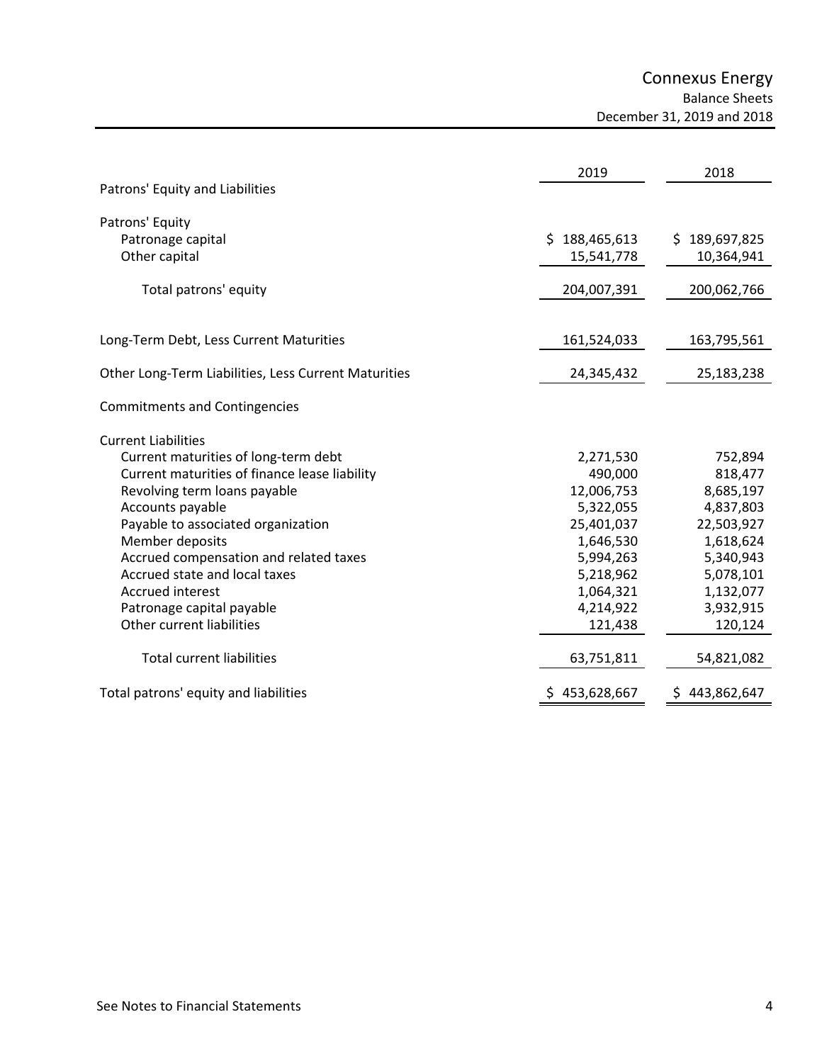# Connexus Energy

## Balance Sheets

### December 31, 2019 and 2018

| | 2019 | 2018 |
|---|---|---|
| **Patrons' Equity and Liabilities** | | |
| **Patrons' Equity** | | |
| Patronage capital | $ 188,465,613 | $ 189,697,825 |
| Other capital | 15,541,778 | 10,364,941 |
| Total patrons' equity | 204,007,391 | 200,062,766 |
| **Long-Term Debt, Less Current Maturities** | 161,524,033 | 163,795,561 |
| **Other Long-Term Liabilities, Less Current Maturities** | 24,345,432 | 25,183,238 |
| **Commitments and Contingencies** | | |
| **Current Liabilities** | | |
| Current maturities of long-term debt | 2,271,530 | 752,894 |
| Current maturities of finance lease liability | 490,000 | 818,477 |
| Revolving term loans payable | 12,006,753 | 8,685,197 |
| Accounts payable | 5,322,055 | 4,837,803 |
| Payable to associated organization | 25,401,037 | 22,503,927 |
| Member deposits | 1,646,530 | 1,618,624 |
| Accrued compensation and related taxes | 5,994,263 | 5,340,943 |
| Accrued state and local taxes | 5,218,962 | 5,078,101 |
| Accrued interest | 1,064,321 | 1,132,077 |
| Patronage capital payable | 4,214,922 | 3,932,915 |
| Other current liabilities | 121,438 | 120,124 |
| Total current liabilities | 63,751,811 | 54,821,082 |
| **Total patrons' equity and liabilities** | $ 453,628,667 | $ 443,862,647 |

See Notes to Financial Statements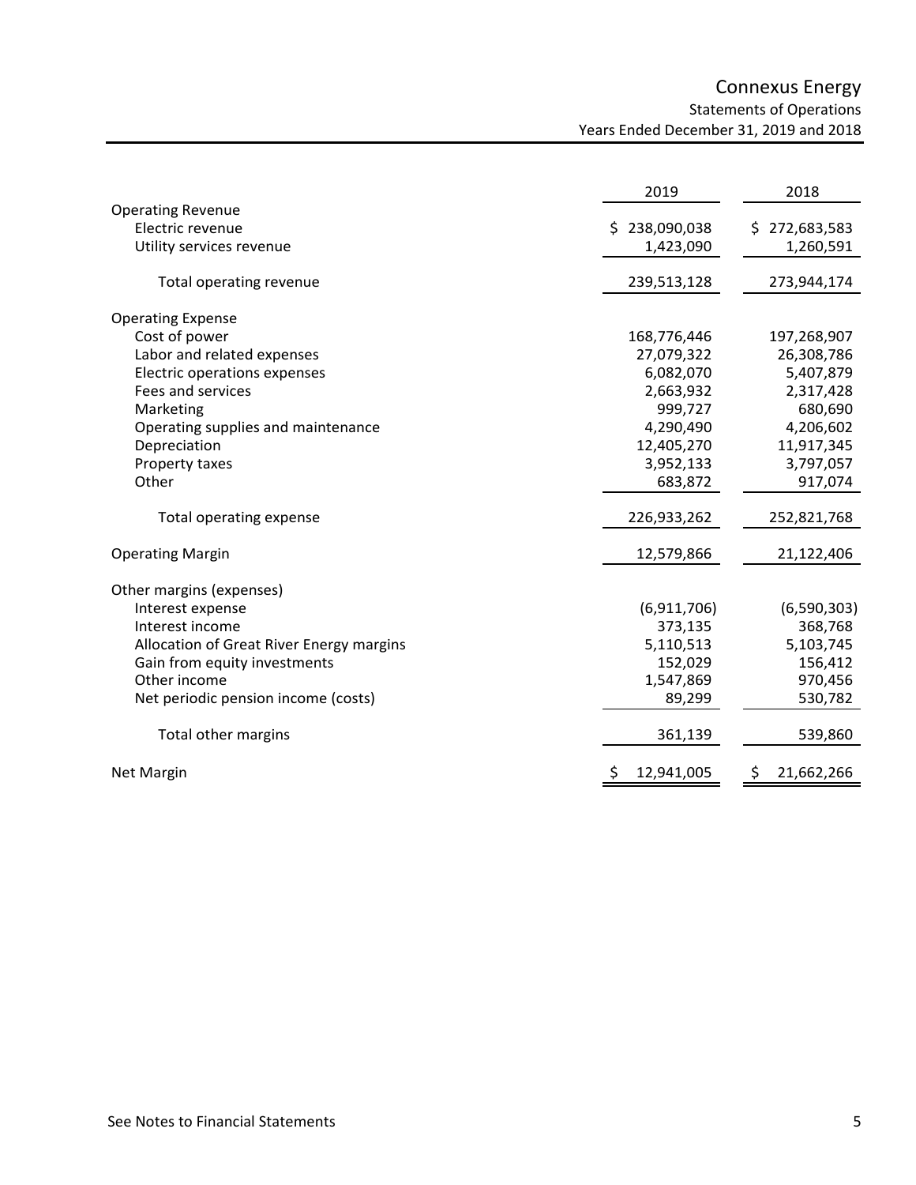# Connexus Energy

## Statements of Operations

### Years Ended December 31, 2019 and 2018

| | 2019 | 2018 |
|---|---|---|
| **Operating Revenue** | | |
| Electric revenue | $ 238,090,038 | $ 272,683,583 |
| Utility services revenue | 1,423,090 | 1,260,591 |
| Total operating revenue | 239,513,128 | 273,944,174 |
| **Operating Expense** | | |
| Cost of power | 168,776,446 | 197,268,907 |
| Labor and related expenses | 27,079,322 | 26,308,786 |
| Electric operations expenses | 6,082,070 | 5,407,879 |
| Fees and services | 2,663,932 | 2,317,428 |
| Marketing | 999,727 | 680,690 |
| Operating supplies and maintenance | 4,290,490 | 4,206,602 |
| Depreciation | 12,405,270 | 11,917,345 |
| Property taxes | 3,952,133 | 3,797,057 |
| Other | 683,872 | 917,074 |
| Total operating expense | 226,933,262 | 252,821,768 |
| **Operating Margin** | 12,579,866 | 21,122,406 |
| **Other margins (expenses)** | | |
| Interest expense | (6,911,706) | (6,590,303) |
| Interest income | 373,135 | 368,768 |
| Allocation of Great River Energy margins | 5,110,513 | 5,103,745 |
| Gain from equity investments | 152,029 | 156,412 |
| Other income | 1,547,869 | 970,456 |
| Net periodic pension income (costs) | 89,299 | 530,782 |
| Total other margins | 361,139 | 539,860 |
| **Net Margin** | $ 12,941,005 | $ 21,662,266 |

See Notes to Financial Statements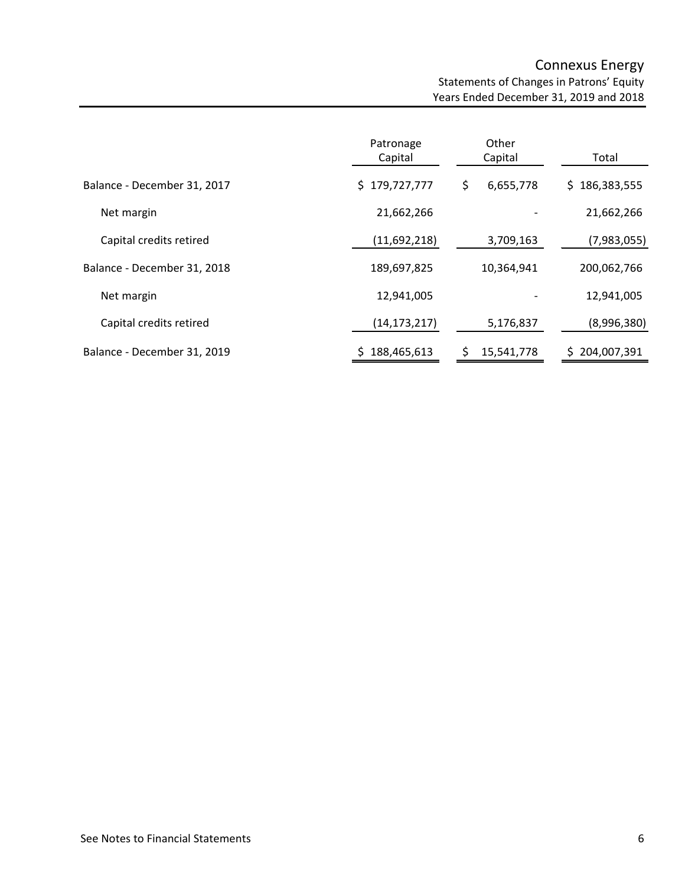# Connexus Energy

## Statements of Changes in Patrons' Equity

### Years Ended December 31, 2019 and 2018

| | Patronage Capital | Other Capital | Total |
|---|---|---|---|
| Balance - December 31, 2017 | $ 179,727,777 | $ 6,655,778 | $ 186,383,555 |
| Net margin | 21,662,266 | - | 21,662,266 |
| Capital credits retired | (11,692,218) | 3,709,163 | (7,983,055) |
| Balance - December 31, 2018 | 189,697,825 | 10,364,941 | 200,062,766 |
| Net margin | 12,941,005 | - | 12,941,005 |
| Capital credits retired | (14,173,217) | 5,176,837 | (8,996,380) |
| Balance - December 31, 2019 | $ 188,465,613 | $ 15,541,778 | $ 204,007,391 |

See Notes to Financial Statements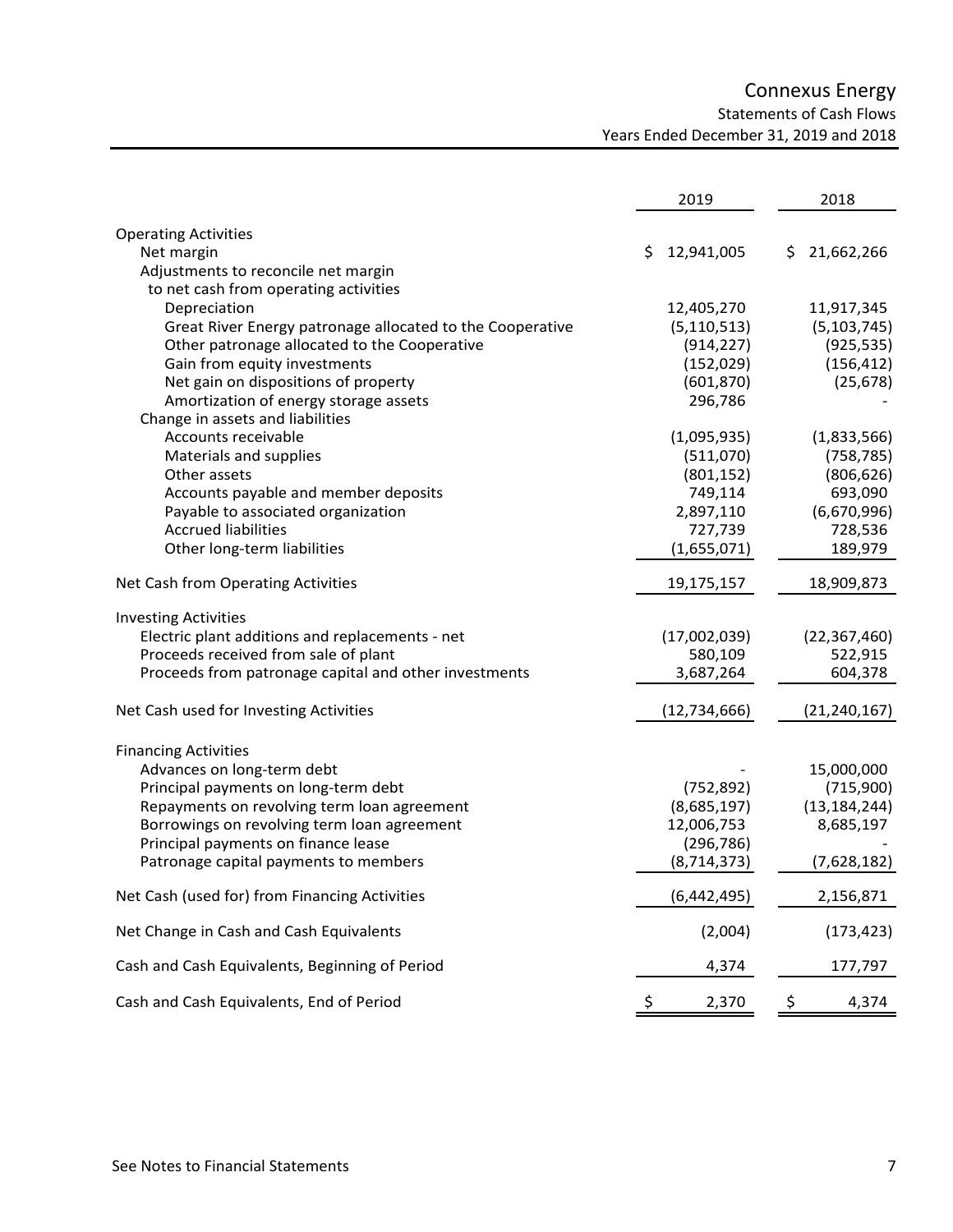# Connexus Energy

## Statements of Cash Flows

### Years Ended December 31, 2019 and 2018

| | 2019 | 2018 |
|---|---|---|
| **Operating Activities** | | |
| Net margin | $ 12,941,005 | $ 21,662,266 |
| Adjustments to reconcile net margin to net cash from operating activities | | |
| Depreciation | 12,405,270 | 11,917,345 |
| Great River Energy patronage allocated to the Cooperative | (5,110,513) | (5,103,745) |
| Other patronage allocated to the Cooperative | (914,227) | (925,535) |
| Gain from equity investments | (152,029) | (156,412) |
| Net gain on dispositions of property | (601,870) | (25,678) |
| Amortization of energy storage assets | 296,786 | - |
| Change in assets and liabilities | | |
| Accounts receivable | (1,095,935) | (1,833,566) |
| Materials and supplies | (511,070) | (758,785) |
| Other assets | (801,152) | (806,626) |
| Accounts payable and member deposits | 749,114 | 693,090 |
| Payable to associated organization | 2,897,110 | (6,670,996) |
| Accrued liabilities | 727,739 | 728,536 |
| Other long-term liabilities | (1,655,071) | 189,979 |
| Net Cash from Operating Activities | 19,175,157 | 18,909,873 |
| **Investing Activities** | | |
| Electric plant additions and replacements - net | (17,002,039) | (22,367,460) |
| Proceeds received from sale of plant | 580,109 | 522,915 |
| Proceeds from patronage capital and other investments | 3,687,264 | 604,378 |
| Net Cash used for Investing Activities | (12,734,666) | (21,240,167) |
| **Financing Activities** | | |
| Advances on long-term debt | - | 15,000,000 |
| Principal payments on long-term debt | (752,892) | (715,900) |
| Repayments on revolving term loan agreement | (8,685,197) | (13,184,244) |
| Borrowings on revolving term loan agreement | 12,006,753 | 8,685,197 |
| Principal payments on finance lease | (296,786) | - |
| Patronage capital payments to members | (8,714,373) | (7,628,182) |
| Net Cash (used for) from Financing Activities | (6,442,495) | 2,156,871 |
| Net Change in Cash and Cash Equivalents | (2,004) | (173,423) |
| Cash and Cash Equivalents, Beginning of Period | 4,374 | 177,797 |
| Cash and Cash Equivalents, End of Period | $ 2,370 | $ 4,374 |

See Notes to Financial Statements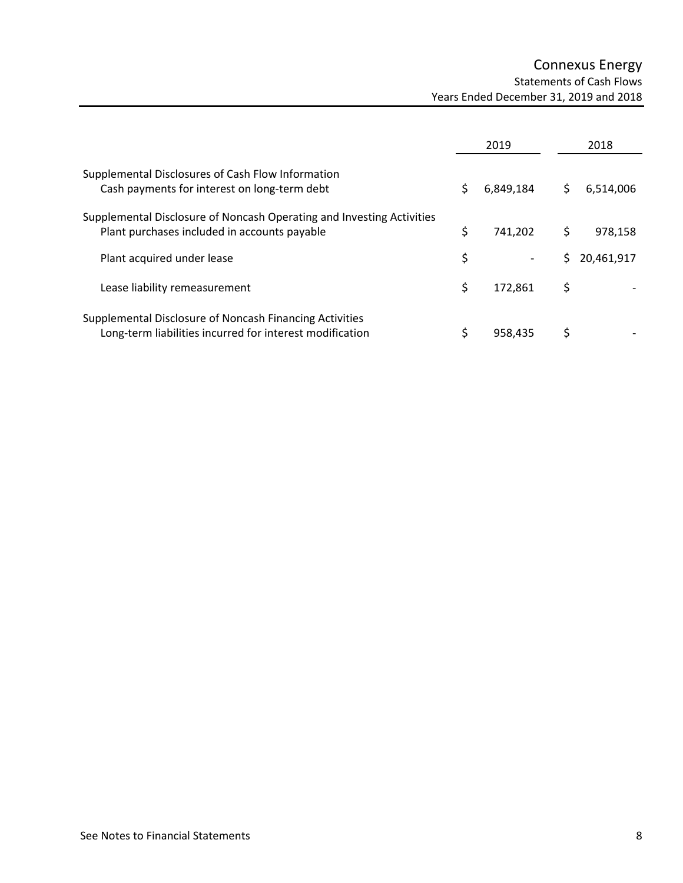# Connexus Energy

## Statements of Cash Flows

### Years Ended December 31, 2019 and 2018

| | 2019 | 2018 |
|---|---|---|
| **Supplemental Disclosures of Cash Flow Information** | | |
| Cash payments for interest on long-term debt | $ 6,849,184 | $ 6,514,006 |
| **Supplemental Disclosure of Noncash Operating and Investing Activities** | | |
| Plant purchases included in accounts payable | $ 741,202 | $ 978,158 |
| Plant acquired under lease | $ - | $ 20,461,917 |
| Lease liability remeasurement | $ 172,861 | $ - |
| **Supplemental Disclosure of Noncash Financing Activities** | | |
| Long-term liabilities incurred for interest modification | $ 958,435 | $ - |

See Notes to Financial Statements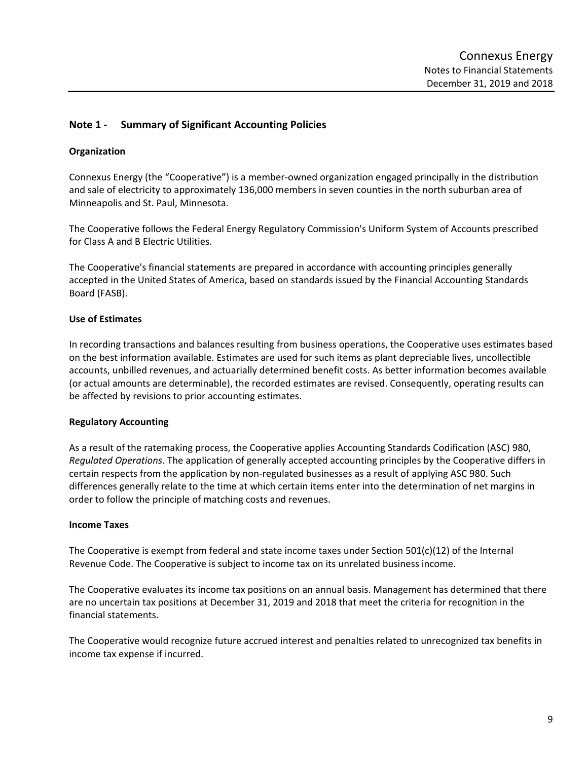## Note 1 - Summary of Significant Accounting Policies

### Organization

Connexus Energy (the "Cooperative") is a member-owned organization engaged principally in the distribution and sale of electricity to approximately 136,000 members in seven counties in the north suburban area of Minneapolis and St. Paul, Minnesota.

The Cooperative follows the Federal Energy Regulatory Commission's Uniform System of Accounts prescribed for Class A and B Electric Utilities.

The Cooperative's financial statements are prepared in accordance with accounting principles generally accepted in the United States of America, based on standards issued by the Financial Accounting Standards Board (FASB).

### Use of Estimates

In recording transactions and balances resulting from business operations, the Cooperative uses estimates based on the best information available. Estimates are used for such items as plant depreciable lives, uncollectible accounts, unbilled revenues, and actuarially determined benefit costs. As better information becomes available (or actual amounts are determinable), the recorded estimates are revised. Consequently, operating results can be affected by revisions to prior accounting estimates.

### Regulatory Accounting

As a result of the ratemaking process, the Cooperative applies Accounting Standards Codification (ASC) 980, *Regulated Operations*. The application of generally accepted accounting principles by the Cooperative differs in certain respects from the application by non-regulated businesses as a result of applying ASC 980. Such differences generally relate to the time at which certain items enter into the determination of net margins in order to follow the principle of matching costs and revenues.

### Income Taxes

The Cooperative is exempt from federal and state income taxes under Section 501(c)(12) of the Internal Revenue Code. The Cooperative is subject to income tax on its unrelated business income.

The Cooperative evaluates its income tax positions on an annual basis. Management has determined that there are no uncertain tax positions at December 31, 2019 and 2018 that meet the criteria for recognition in the financial statements.

The Cooperative would recognize future accrued interest and penalties related to unrecognized tax benefits in income tax expense if incurred.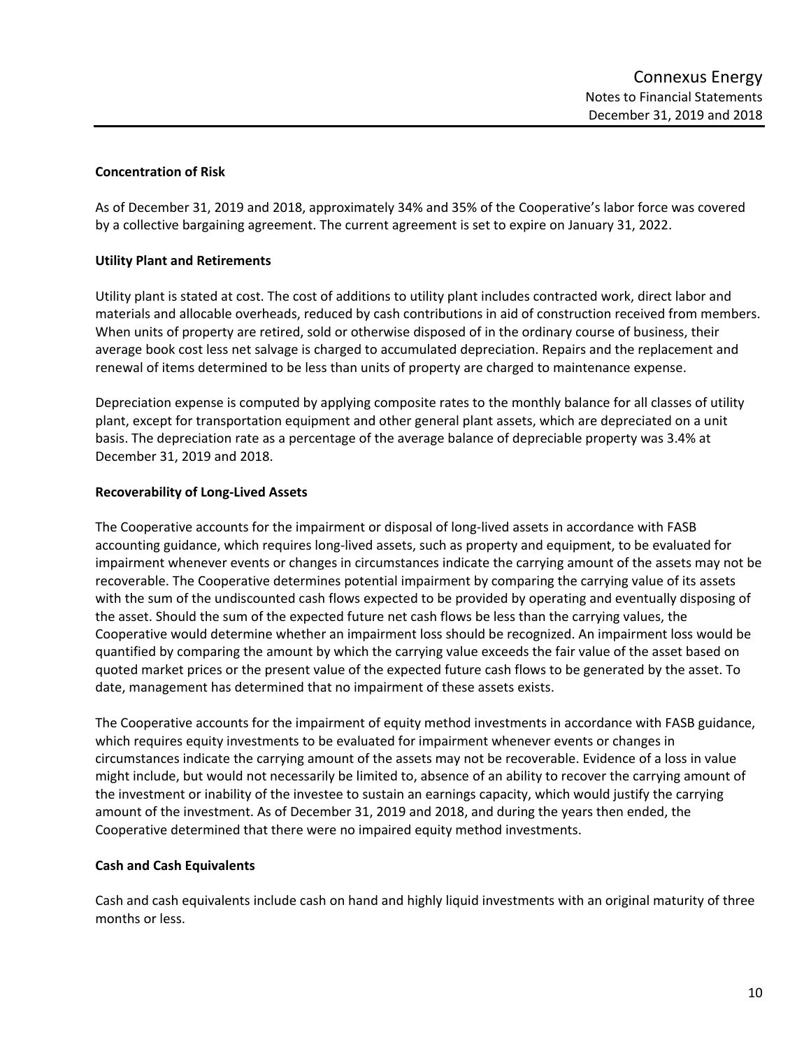### Concentration of Risk

As of December 31, 2019 and 2018, approximately 34% and 35% of the Cooperative's labor force was covered by a collective bargaining agreement. The current agreement is set to expire on January 31, 2022.

### Utility Plant and Retirements

Utility plant is stated at cost. The cost of additions to utility plant includes contracted work, direct labor and materials and allocable overheads, reduced by cash contributions in aid of construction received from members. When units of property are retired, sold or otherwise disposed of in the ordinary course of business, their average book cost less net salvage is charged to accumulated depreciation. Repairs and the replacement and renewal of items determined to be less than units of property are charged to maintenance expense.

Depreciation expense is computed by applying composite rates to the monthly balance for all classes of utility plant, except for transportation equipment and other general plant assets, which are depreciated on a unit basis. The depreciation rate as a percentage of the average balance of depreciable property was 3.4% at December 31, 2019 and 2018.

### Recoverability of Long-Lived Assets

The Cooperative accounts for the impairment or disposal of long-lived assets in accordance with FASB accounting guidance, which requires long-lived assets, such as property and equipment, to be evaluated for impairment whenever events or changes in circumstances indicate the carrying amount of the assets may not be recoverable. The Cooperative determines potential impairment by comparing the carrying value of its assets with the sum of the undiscounted cash flows expected to be provided by operating and eventually disposing of the asset. Should the sum of the expected future net cash flows be less than the carrying values, the Cooperative would determine whether an impairment loss should be recognized. An impairment loss would be quantified by comparing the amount by which the carrying value exceeds the fair value of the asset based on quoted market prices or the present value of the expected future cash flows to be generated by the asset. To date, management has determined that no impairment of these assets exists.

The Cooperative accounts for the impairment of equity method investments in accordance with FASB guidance, which requires equity investments to be evaluated for impairment whenever events or changes in circumstances indicate the carrying amount of the assets may not be recoverable. Evidence of a loss in value might include, but would not necessarily be limited to, absence of an ability to recover the carrying amount of the investment or inability of the investee to sustain an earnings capacity, which would justify the carrying amount of the investment. As of December 31, 2019 and 2018, and during the years then ended, the Cooperative determined that there were no impaired equity method investments.

### Cash and Cash Equivalents

Cash and cash equivalents include cash on hand and highly liquid investments with an original maturity of three months or less.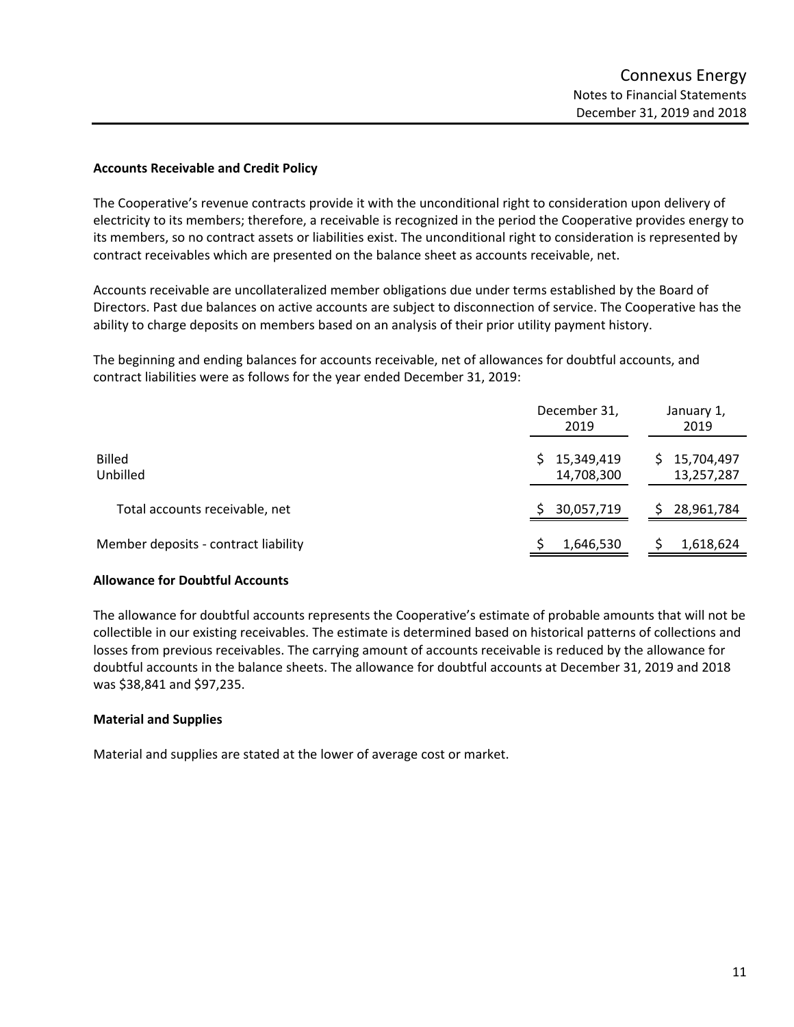### Accounts Receivable and Credit Policy

The Cooperative's revenue contracts provide it with the unconditional right to consideration upon delivery of electricity to its members; therefore, a receivable is recognized in the period the Cooperative provides energy to its members, so no contract assets or liabilities exist. The unconditional right to consideration is represented by contract receivables which are presented on the balance sheet as accounts receivable, net.

Accounts receivable are uncollateralized member obligations due under terms established by the Board of Directors. Past due balances on active accounts are subject to disconnection of service. The Cooperative has the ability to charge deposits on members based on an analysis of their prior utility payment history.

The beginning and ending balances for accounts receivable, net of allowances for doubtful accounts, and contract liabilities were as follows for the year ended December 31, 2019:

| | December 31, 2019 | January 1, 2019 |
|---|---|---|
| Billed | $ 15,349,419 | $ 15,704,497 |
| Unbilled | 14,708,300 | 13,257,287 |
| Total accounts receivable, net | $ 30,057,719 | $ 28,961,784 |
| Member deposits - contract liability | $ 1,646,530 | $ 1,618,624 |

### Allowance for Doubtful Accounts

The allowance for doubtful accounts represents the Cooperative's estimate of probable amounts that will not be collectible in our existing receivables. The estimate is determined based on historical patterns of collections and losses from previous receivables. The carrying amount of accounts receivable is reduced by the allowance for doubtful accounts in the balance sheets. The allowance for doubtful accounts at December 31, 2019 and 2018 was $38,841 and $97,235.

### Material and Supplies

Material and supplies are stated at the lower of average cost or market.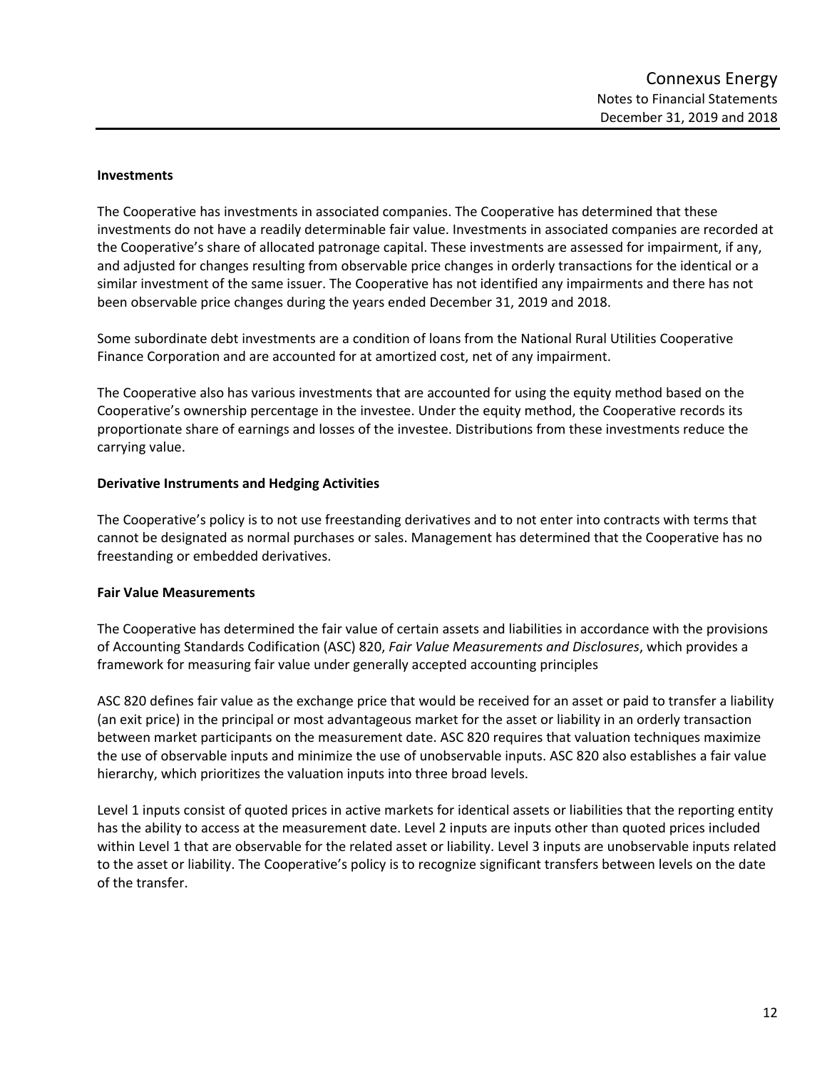**Investments**

The Cooperative has investments in associated companies. The Cooperative has determined that these investments do not have a readily determinable fair value. Investments in associated companies are recorded at the Cooperative's share of allocated patronage capital. These investments are assessed for impairment, if any, and adjusted for changes resulting from observable price changes in orderly transactions for the identical or a similar investment of the same issuer. The Cooperative has not identified any impairments and there has not been observable price changes during the years ended December 31, 2019 and 2018.

Some subordinate debt investments are a condition of loans from the National Rural Utilities Cooperative Finance Corporation and are accounted for at amortized cost, net of any impairment.

The Cooperative also has various investments that are accounted for using the equity method based on the Cooperative's ownership percentage in the investee. Under the equity method, the Cooperative records its proportionate share of earnings and losses of the investee. Distributions from these investments reduce the carrying value.

**Derivative Instruments and Hedging Activities**

The Cooperative's policy is to not use freestanding derivatives and to not enter into contracts with terms that cannot be designated as normal purchases or sales. Management has determined that the Cooperative has no freestanding or embedded derivatives.

**Fair Value Measurements**

The Cooperative has determined the fair value of certain assets and liabilities in accordance with the provisions of Accounting Standards Codification (ASC) 820, *Fair Value Measurements and Disclosures*, which provides a framework for measuring fair value under generally accepted accounting principles

ASC 820 defines fair value as the exchange price that would be received for an asset or paid to transfer a liability (an exit price) in the principal or most advantageous market for the asset or liability in an orderly transaction between market participants on the measurement date. ASC 820 requires that valuation techniques maximize the use of observable inputs and minimize the use of unobservable inputs. ASC 820 also establishes a fair value hierarchy, which prioritizes the valuation inputs into three broad levels.

Level 1 inputs consist of quoted prices in active markets for identical assets or liabilities that the reporting entity has the ability to access at the measurement date. Level 2 inputs are inputs other than quoted prices included within Level 1 that are observable for the related asset or liability. Level 3 inputs are unobservable inputs related to the asset or liability. The Cooperative's policy is to recognize significant transfers between levels on the date of the transfer.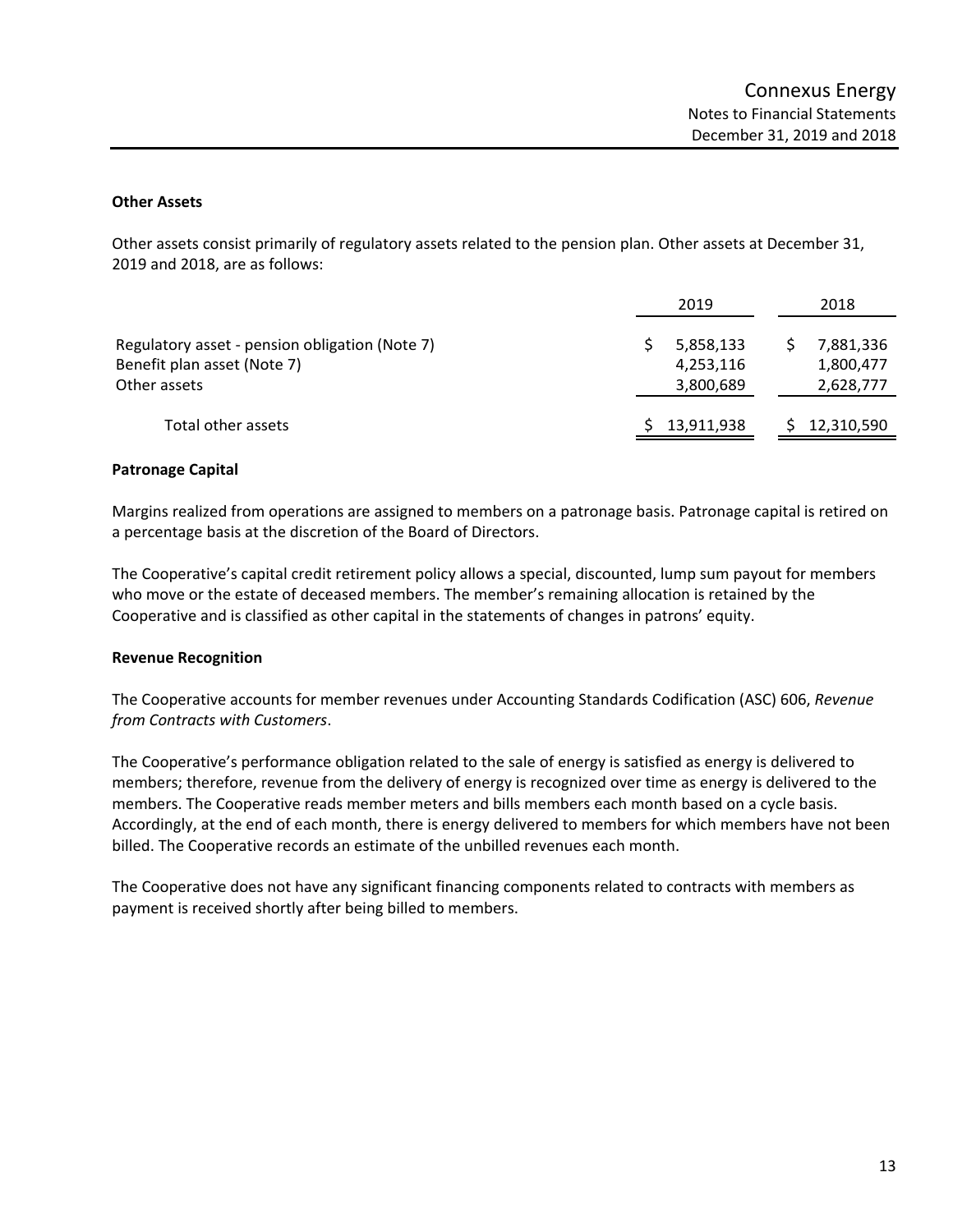### Other Assets

Other assets consist primarily of regulatory assets related to the pension plan. Other assets at December 31, 2019 and 2018, are as follows:

| | 2019 | 2018 |
|---|---|---|
| Regulatory asset - pension obligation (Note 7) | $ 5,858,133 | $ 7,881,336 |
| Benefit plan asset (Note 7) | 4,253,116 | 1,800,477 |
| Other assets | 3,800,689 | 2,628,777 |
| Total other assets | $ 13,911,938 | $ 12,310,590 |

### Patronage Capital

Margins realized from operations are assigned to members on a patronage basis. Patronage capital is retired on a percentage basis at the discretion of the Board of Directors.

The Cooperative's capital credit retirement policy allows a special, discounted, lump sum payout for members who move or the estate of deceased members. The member's remaining allocation is retained by the Cooperative and is classified as other capital in the statements of changes in patrons' equity.

### Revenue Recognition

The Cooperative accounts for member revenues under Accounting Standards Codification (ASC) 606, *Revenue from Contracts with Customers*.

The Cooperative's performance obligation related to the sale of energy is satisfied as energy is delivered to members; therefore, revenue from the delivery of energy is recognized over time as energy is delivered to the members. The Cooperative reads member meters and bills members each month based on a cycle basis. Accordingly, at the end of each month, there is energy delivered to members for which members have not been billed. The Cooperative records an estimate of the unbilled revenues each month.

The Cooperative does not have any significant financing components related to contracts with members as payment is received shortly after being billed to members.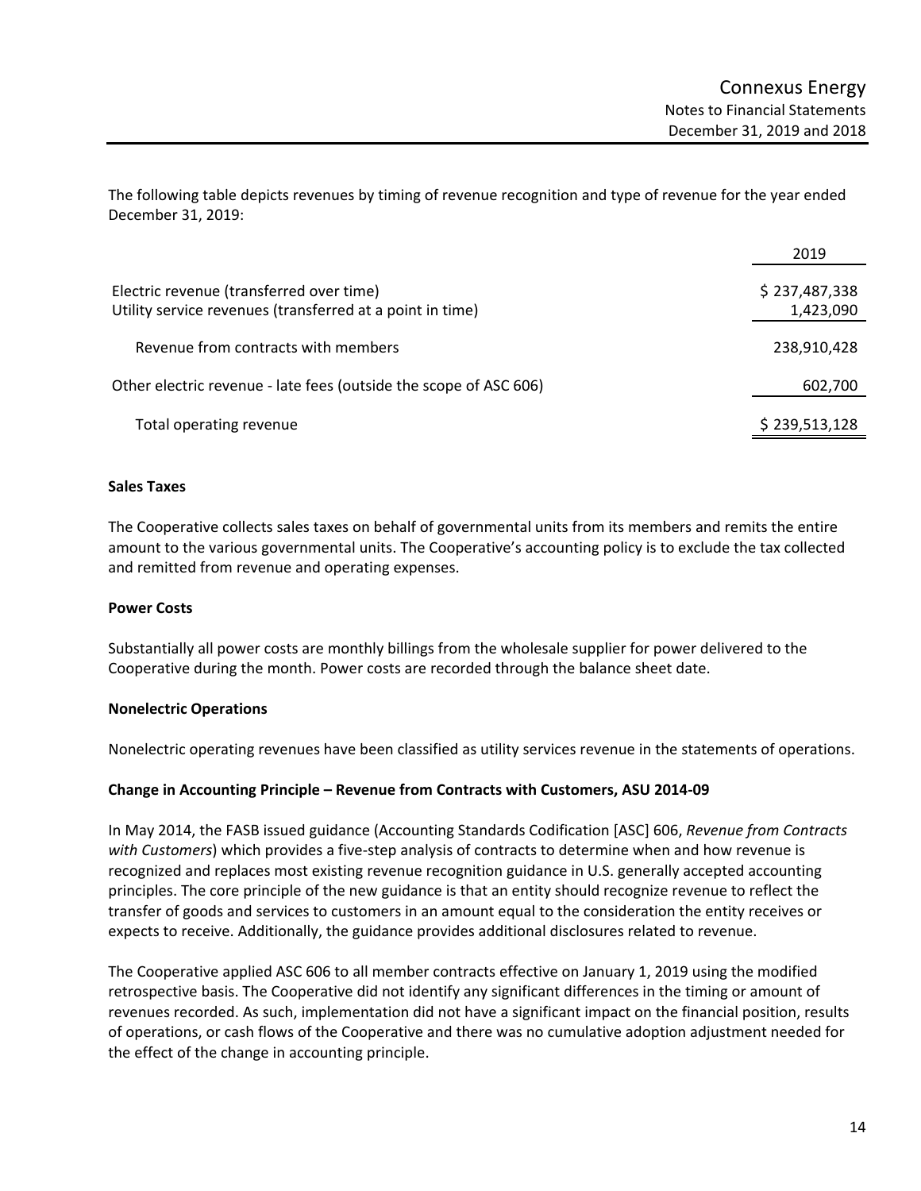The following table depicts revenues by timing of revenue recognition and type of revenue for the year ended December 31, 2019:

| | 2019 |
|---|---|
| Electric revenue (transferred over time) | $ 237,487,338 |
| Utility service revenues (transferred at a point in time) | 1,423,090 |
| Revenue from contracts with members | 238,910,428 |
| Other electric revenue - late fees (outside the scope of ASC 606) | 602,700 |
| Total operating revenue | $ 239,513,128 |

**Sales Taxes**

The Cooperative collects sales taxes on behalf of governmental units from its members and remits the entire amount to the various governmental units. The Cooperative's accounting policy is to exclude the tax collected and remitted from revenue and operating expenses.

**Power Costs**

Substantially all power costs are monthly billings from the wholesale supplier for power delivered to the Cooperative during the month. Power costs are recorded through the balance sheet date.

**Nonelectric Operations**

Nonelectric operating revenues have been classified as utility services revenue in the statements of operations.

**Change in Accounting Principle – Revenue from Contracts with Customers, ASU 2014-09**

In May 2014, the FASB issued guidance (Accounting Standards Codification [ASC] 606, *Revenue from Contracts with Customers*) which provides a five-step analysis of contracts to determine when and how revenue is recognized and replaces most existing revenue recognition guidance in U.S. generally accepted accounting principles. The core principle of the new guidance is that an entity should recognize revenue to reflect the transfer of goods and services to customers in an amount equal to the consideration the entity receives or expects to receive. Additionally, the guidance provides additional disclosures related to revenue.

The Cooperative applied ASC 606 to all member contracts effective on January 1, 2019 using the modified retrospective basis. The Cooperative did not identify any significant differences in the timing or amount of revenues recorded. As such, implementation did not have a significant impact on the financial position, results of operations, or cash flows of the Cooperative and there was no cumulative adoption adjustment needed for the effect of the change in accounting principle.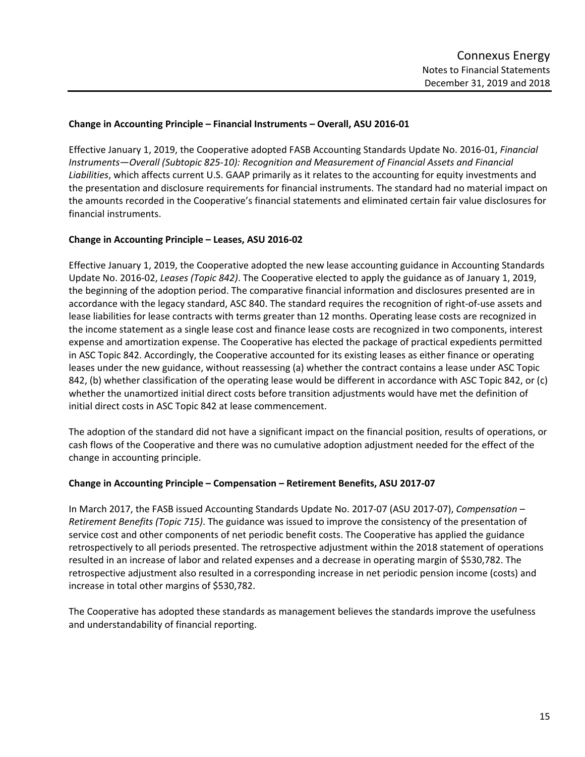**Change in Accounting Principle – Financial Instruments – Overall, ASU 2016-01**

Effective January 1, 2019, the Cooperative adopted FASB Accounting Standards Update No. 2016-01, *Financial Instruments—Overall (Subtopic 825-10): Recognition and Measurement of Financial Assets and Financial Liabilities*, which affects current U.S. GAAP primarily as it relates to the accounting for equity investments and the presentation and disclosure requirements for financial instruments. The standard had no material impact on the amounts recorded in the Cooperative's financial statements and eliminated certain fair value disclosures for financial instruments.

**Change in Accounting Principle – Leases, ASU 2016-02**

Effective January 1, 2019, the Cooperative adopted the new lease accounting guidance in Accounting Standards Update No. 2016-02, *Leases (Topic 842)*. The Cooperative elected to apply the guidance as of January 1, 2019, the beginning of the adoption period. The comparative financial information and disclosures presented are in accordance with the legacy standard, ASC 840. The standard requires the recognition of right-of-use assets and lease liabilities for lease contracts with terms greater than 12 months. Operating lease costs are recognized in the income statement as a single lease cost and finance lease costs are recognized in two components, interest expense and amortization expense. The Cooperative has elected the package of practical expedients permitted in ASC Topic 842. Accordingly, the Cooperative accounted for its existing leases as either finance or operating leases under the new guidance, without reassessing (a) whether the contract contains a lease under ASC Topic 842, (b) whether classification of the operating lease would be different in accordance with ASC Topic 842, or (c) whether the unamortized initial direct costs before transition adjustments would have met the definition of initial direct costs in ASC Topic 842 at lease commencement.

The adoption of the standard did not have a significant impact on the financial position, results of operations, or cash flows of the Cooperative and there was no cumulative adoption adjustment needed for the effect of the change in accounting principle.

**Change in Accounting Principle – Compensation – Retirement Benefits, ASU 2017-07**

In March 2017, the FASB issued Accounting Standards Update No. 2017-07 (ASU 2017-07), *Compensation – Retirement Benefits (Topic 715)*. The guidance was issued to improve the consistency of the presentation of service cost and other components of net periodic benefit costs. The Cooperative has applied the guidance retrospectively to all periods presented. The retrospective adjustment within the 2018 statement of operations resulted in an increase of labor and related expenses and a decrease in operating margin of $530,782. The retrospective adjustment also resulted in a corresponding increase in net periodic pension income (costs) and increase in total other margins of $530,782.

The Cooperative has adopted these standards as management believes the standards improve the usefulness and understandability of financial reporting.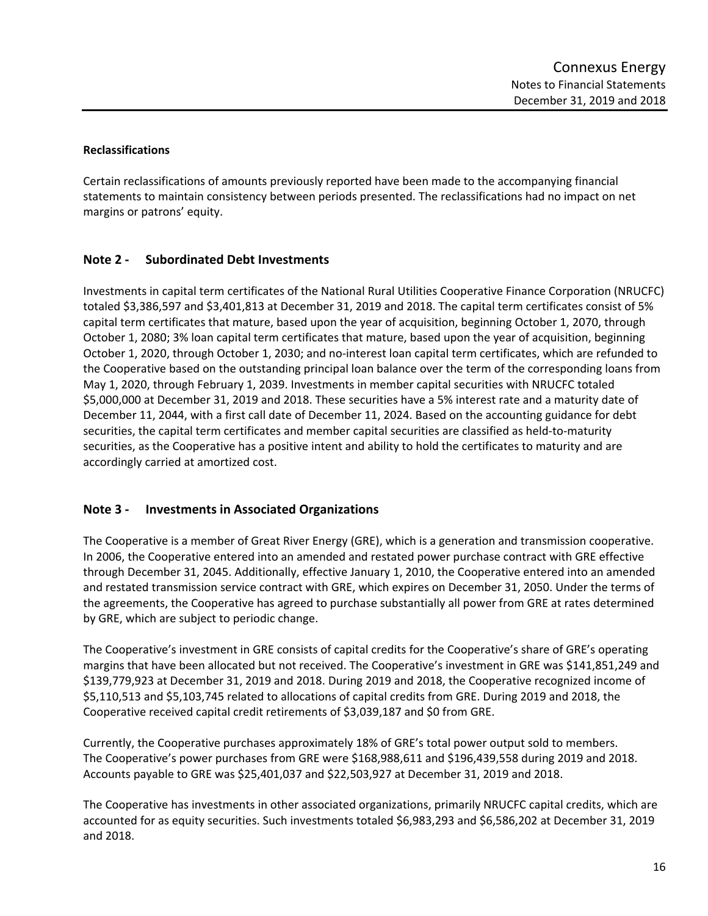### Reclassifications

Certain reclassifications of amounts previously reported have been made to the accompanying financial statements to maintain consistency between periods presented. The reclassifications had no impact on net margins or patrons' equity.

## Note 2 - Subordinated Debt Investments

Investments in capital term certificates of the National Rural Utilities Cooperative Finance Corporation (NRUCFC) totaled $3,386,597 and $3,401,813 at December 31, 2019 and 2018. The capital term certificates consist of 5% capital term certificates that mature, based upon the year of acquisition, beginning October 1, 2070, through October 1, 2080; 3% loan capital term certificates that mature, based upon the year of acquisition, beginning October 1, 2020, through October 1, 2030; and no-interest loan capital term certificates, which are refunded to the Cooperative based on the outstanding principal loan balance over the term of the corresponding loans from May 1, 2020, through February 1, 2039. Investments in member capital securities with NRUCFC totaled $5,000,000 at December 31, 2019 and 2018. These securities have a 5% interest rate and a maturity date of December 11, 2044, with a first call date of December 11, 2024. Based on the accounting guidance for debt securities, the capital term certificates and member capital securities are classified as held-to-maturity securities, as the Cooperative has a positive intent and ability to hold the certificates to maturity and are accordingly carried at amortized cost.

## Note 3 - Investments in Associated Organizations

The Cooperative is a member of Great River Energy (GRE), which is a generation and transmission cooperative. In 2006, the Cooperative entered into an amended and restated power purchase contract with GRE effective through December 31, 2045. Additionally, effective January 1, 2010, the Cooperative entered into an amended and restated transmission service contract with GRE, which expires on December 31, 2050. Under the terms of the agreements, the Cooperative has agreed to purchase substantially all power from GRE at rates determined by GRE, which are subject to periodic change.

The Cooperative's investment in GRE consists of capital credits for the Cooperative's share of GRE's operating margins that have been allocated but not received. The Cooperative's investment in GRE was $141,851,249 and $139,779,923 at December 31, 2019 and 2018. During 2019 and 2018, the Cooperative recognized income of $5,110,513 and $5,103,745 related to allocations of capital credits from GRE. During 2019 and 2018, the Cooperative received capital credit retirements of $3,039,187 and $0 from GRE.

Currently, the Cooperative purchases approximately 18% of GRE's total power output sold to members. The Cooperative's power purchases from GRE were $168,988,611 and $196,439,558 during 2019 and 2018. Accounts payable to GRE was $25,401,037 and $22,503,927 at December 31, 2019 and 2018.

The Cooperative has investments in other associated organizations, primarily NRUCFC capital credits, which are accounted for as equity securities. Such investments totaled $6,983,293 and $6,586,202 at December 31, 2019 and 2018.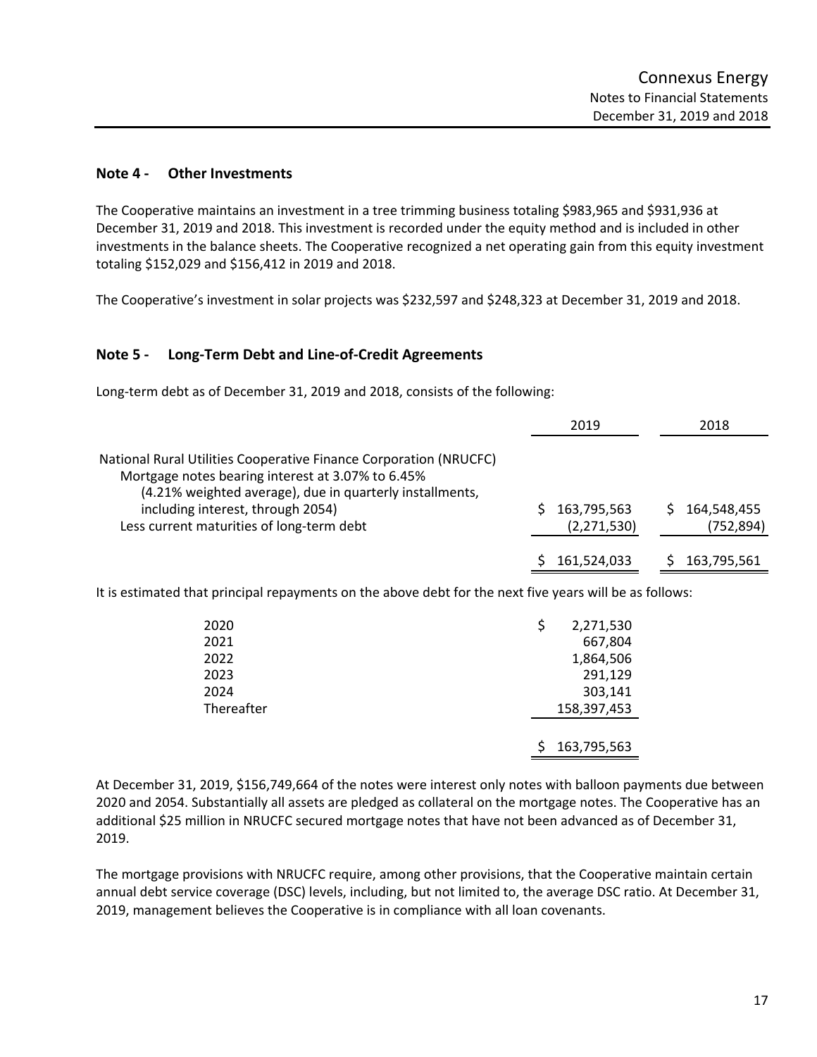## Note 4 - Other Investments

The Cooperative maintains an investment in a tree trimming business totaling $983,965 and $931,936 at December 31, 2019 and 2018. This investment is recorded under the equity method and is included in other investments in the balance sheets. The Cooperative recognized a net operating gain from this equity investment totaling $152,029 and $156,412 in 2019 and 2018.

The Cooperative's investment in solar projects was $232,597 and $248,323 at December 31, 2019 and 2018.

## Note 5 - Long-Term Debt and Line-of-Credit Agreements

Long-term debt as of December 31, 2019 and 2018, consists of the following:

| | 2019 | 2018 |
|---|---|---|
| National Rural Utilities Cooperative Finance Corporation (NRUCFC) Mortgage notes bearing interest at 3.07% to 6.45% (4.21% weighted average), due in quarterly installments, including interest, through 2054) | $ 163,795,563 | $ 164,548,455 |
| Less current maturities of long-term debt | (2,271,530) | (752,894) |
| | $ 161,524,033 | $ 163,795,561 |

It is estimated that principal repayments on the above debt for the next five years will be as follows:

| | |
|---|---|
| 2020 | $ 2,271,530 |
| 2021 | 667,804 |
| 2022 | 1,864,506 |
| 2023 | 291,129 |
| 2024 | 303,141 |
| Thereafter | 158,397,453 |
| | $ 163,795,563 |

At December 31, 2019, $156,749,664 of the notes were interest only notes with balloon payments due between 2020 and 2054. Substantially all assets are pledged as collateral on the mortgage notes. The Cooperative has an additional $25 million in NRUCFC secured mortgage notes that have not been advanced as of December 31, 2019.

The mortgage provisions with NRUCFC require, among other provisions, that the Cooperative maintain certain annual debt service coverage (DSC) levels, including, but not limited to, the average DSC ratio. At December 31, 2019, management believes the Cooperative is in compliance with all loan covenants.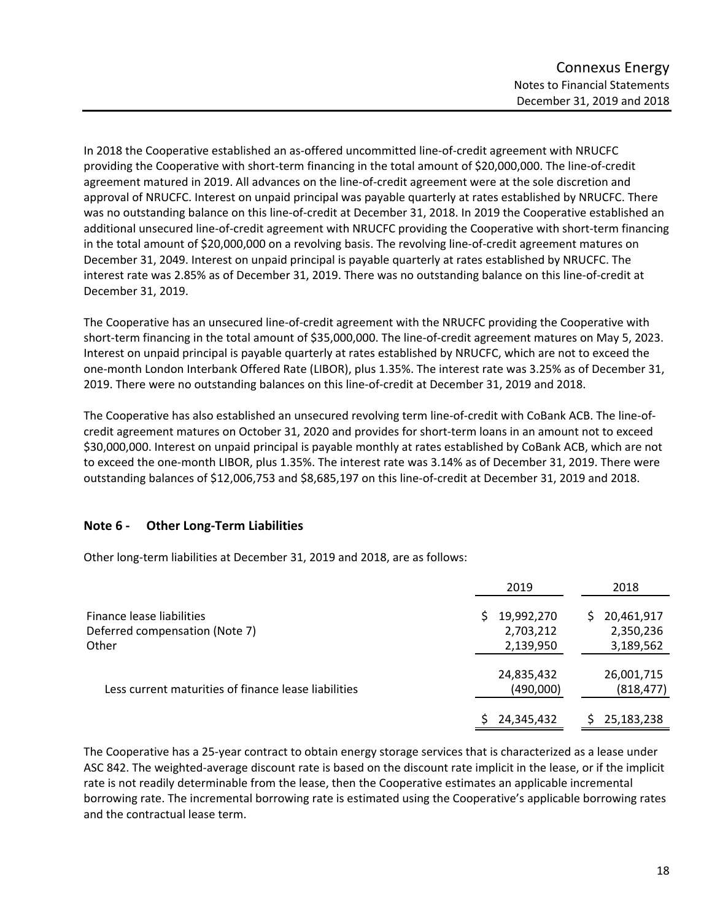In 2018 the Cooperative established an as-offered uncommitted line-of-credit agreement with NRUCFC providing the Cooperative with short-term financing in the total amount of $20,000,000. The line-of-credit agreement matured in 2019. All advances on the line-of-credit agreement were at the sole discretion and approval of NRUCFC. Interest on unpaid principal was payable quarterly at rates established by NRUCFC. There was no outstanding balance on this line-of-credit at December 31, 2018. In 2019 the Cooperative established an additional unsecured line-of-credit agreement with NRUCFC providing the Cooperative with short-term financing in the total amount of $20,000,000 on a revolving basis. The revolving line-of-credit agreement matures on December 31, 2049. Interest on unpaid principal is payable quarterly at rates established by NRUCFC. The interest rate was 2.85% as of December 31, 2019. There was no outstanding balance on this line-of-credit at December 31, 2019.

The Cooperative has an unsecured line-of-credit agreement with the NRUCFC providing the Cooperative with short-term financing in the total amount of $35,000,000. The line-of-credit agreement matures on May 5, 2023. Interest on unpaid principal is payable quarterly at rates established by NRUCFC, which are not to exceed the one-month London Interbank Offered Rate (LIBOR), plus 1.35%. The interest rate was 3.25% as of December 31, 2019. There were no outstanding balances on this line-of-credit at December 31, 2019 and 2018.

The Cooperative has also established an unsecured revolving term line-of-credit with CoBank ACB. The line-of-credit agreement matures on October 31, 2020 and provides for short-term loans in an amount not to exceed $30,000,000. Interest on unpaid principal is payable monthly at rates established by CoBank ACB, which are not to exceed the one-month LIBOR, plus 1.35%. The interest rate was 3.14% as of December 31, 2019. There were outstanding balances of $12,006,753 and $8,685,197 on this line-of-credit at December 31, 2019 and 2018.

## Note 6 - Other Long-Term Liabilities

Other long-term liabilities at December 31, 2019 and 2018, are as follows:

| | 2019 | 2018 |
|---|---|---|
| Finance lease liabilities | $ 19,992,270 | $ 20,461,917 |
| Deferred compensation (Note 7) | 2,703,212 | 2,350,236 |
| Other | 2,139,950 | 3,189,562 |
| | 24,835,432 | 26,001,715 |
| Less current maturities of finance lease liabilities | (490,000) | (818,477) |
| | $ 24,345,432 | $ 25,183,238 |

The Cooperative has a 25-year contract to obtain energy storage services that is characterized as a lease under ASC 842. The weighted-average discount rate is based on the discount rate implicit in the lease, or if the implicit rate is not readily determinable from the lease, then the Cooperative estimates an applicable incremental borrowing rate. The incremental borrowing rate is estimated using the Cooperative's applicable borrowing rates and the contractual lease term.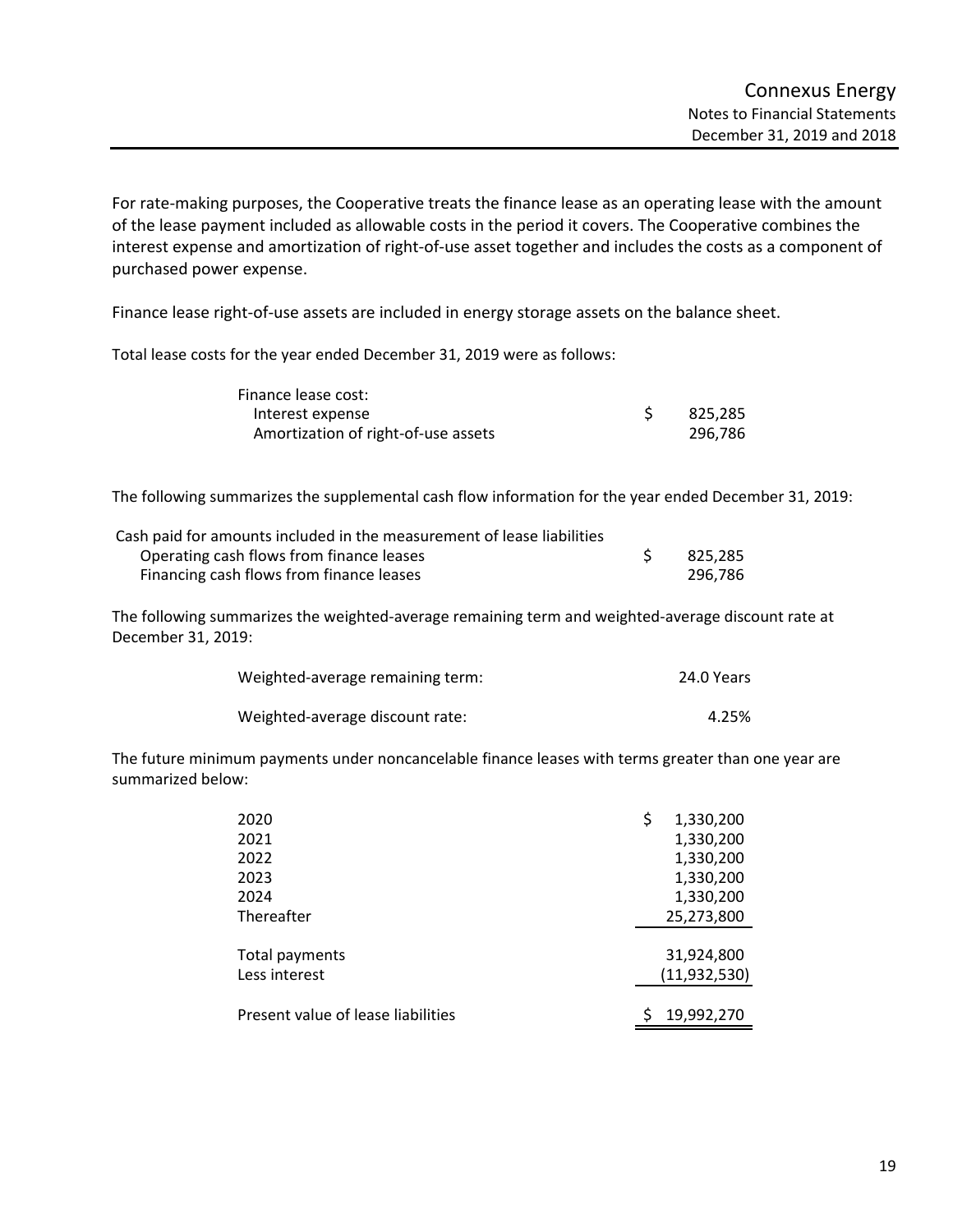For rate-making purposes, the Cooperative treats the finance lease as an operating lease with the amount of the lease payment included as allowable costs in the period it covers. The Cooperative combines the interest expense and amortization of right-of-use asset together and includes the costs as a component of purchased power expense.

Finance lease right-of-use assets are included in energy storage assets on the balance sheet.

Total lease costs for the year ended December 31, 2019 were as follows:

| | |
|---|---|
| Finance lease cost: | |
| Interest expense | $ 825,285 |
| Amortization of right-of-use assets | 296,786 |

The following summarizes the supplemental cash flow information for the year ended December 31, 2019:

| | |
|---|---|
| Cash paid for amounts included in the measurement of lease liabilities | |
| Operating cash flows from finance leases | $ 825,285 |
| Financing cash flows from finance leases | 296,786 |

The following summarizes the weighted-average remaining term and weighted-average discount rate at December 31, 2019:

| | |
|---|---|
| Weighted-average remaining term: | 24.0 Years |
| Weighted-average discount rate: | 4.25% |

The future minimum payments under noncancelable finance leases with terms greater than one year are summarized below:

| | |
|---|---|
| 2020 | $ 1,330,200 |
| 2021 | 1,330,200 |
| 2022 | 1,330,200 |
| 2023 | 1,330,200 |
| 2024 | 1,330,200 |
| Thereafter | 25,273,800 |
| Total payments | 31,924,800 |
| Less interest | (11,932,530) |
| Present value of lease liabilities | $ 19,992,270 |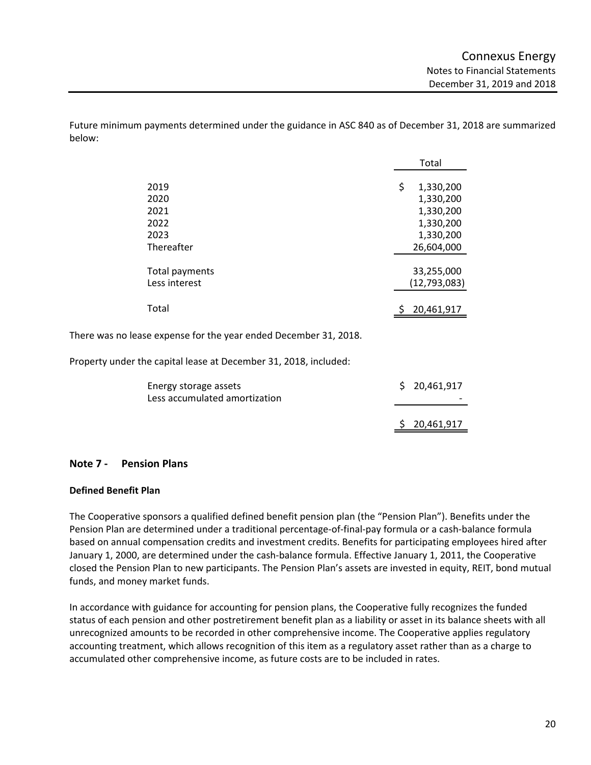Future minimum payments determined under the guidance in ASC 840 as of December 31, 2018 are summarized below:

| | Total |
|---|---|
| 2019 | $ 1,330,200 |
| 2020 | 1,330,200 |
| 2021 | 1,330,200 |
| 2022 | 1,330,200 |
| 2023 | 1,330,200 |
| Thereafter | 26,604,000 |
| Total payments | 33,255,000 |
| Less interest | (12,793,083) |
| Total | $ 20,461,917 |

There was no lease expense for the year ended December 31, 2018.

Property under the capital lease at December 31, 2018, included:

| | |
|---|---|
| Energy storage assets | $ 20,461,917 |
| Less accumulated amortization | - |
| | $ 20,461,917 |

## Note 7 - Pension Plans

### Defined Benefit Plan

The Cooperative sponsors a qualified defined benefit pension plan (the "Pension Plan"). Benefits under the Pension Plan are determined under a traditional percentage-of-final-pay formula or a cash-balance formula based on annual compensation credits and investment credits. Benefits for participating employees hired after January 1, 2000, are determined under the cash-balance formula. Effective January 1, 2011, the Cooperative closed the Pension Plan to new participants. The Pension Plan's assets are invested in equity, REIT, bond mutual funds, and money market funds.

In accordance with guidance for accounting for pension plans, the Cooperative fully recognizes the funded status of each pension and other postretirement benefit plan as a liability or asset in its balance sheets with all unrecognized amounts to be recorded in other comprehensive income. The Cooperative applies regulatory accounting treatment, which allows recognition of this item as a regulatory asset rather than as a charge to accumulated other comprehensive income, as future costs are to be included in rates.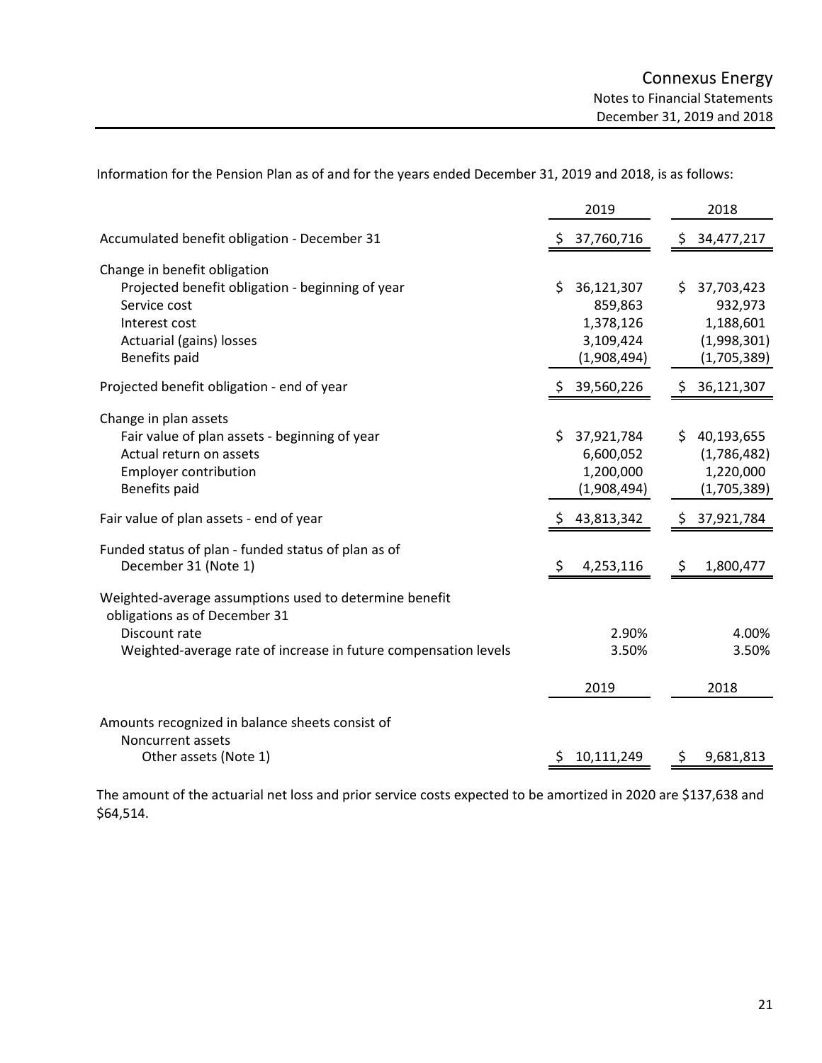Information for the Pension Plan as of and for the years ended December 31, 2019 and 2018, is as follows:

| | 2019 | 2018 |
|---|---|---|
| Accumulated benefit obligation - December 31 | $ 37,760,716 | $ 34,477,217 |
| Change in benefit obligation | | |
| Projected benefit obligation - beginning of year | $ 36,121,307 | $ 37,703,423 |
| Service cost | 859,863 | 932,973 |
| Interest cost | 1,378,126 | 1,188,601 |
| Actuarial (gains) losses | 3,109,424 | (1,998,301) |
| Benefits paid | (1,908,494) | (1,705,389) |
| Projected benefit obligation - end of year | $ 39,560,226 | $ 36,121,307 |
| Change in plan assets | | |
| Fair value of plan assets - beginning of year | $ 37,921,784 | $ 40,193,655 |
| Actual return on assets | 6,600,052 | (1,786,482) |
| Employer contribution | 1,200,000 | 1,220,000 |
| Benefits paid | (1,908,494) | (1,705,389) |
| Fair value of plan assets - end of year | $ 43,813,342 | $ 37,921,784 |
| Funded status of plan - funded status of plan as of December 31 (Note 1) | $ 4,253,116 | $ 1,800,477 |
| Weighted-average assumptions used to determine benefit obligations as of December 31 | | |
| Discount rate | 2.90% | 4.00% |
| Weighted-average rate of increase in future compensation levels | 3.50% | 3.50% |

| | 2019 | 2018 |
|---|---|---|
| Amounts recognized in balance sheets consist of | | |
| Noncurrent assets | | |
| Other assets (Note 1) | $ 10,111,249 | $ 9,681,813 |

The amount of the actuarial net loss and prior service costs expected to be amortized in 2020 are $137,638 and $64,514.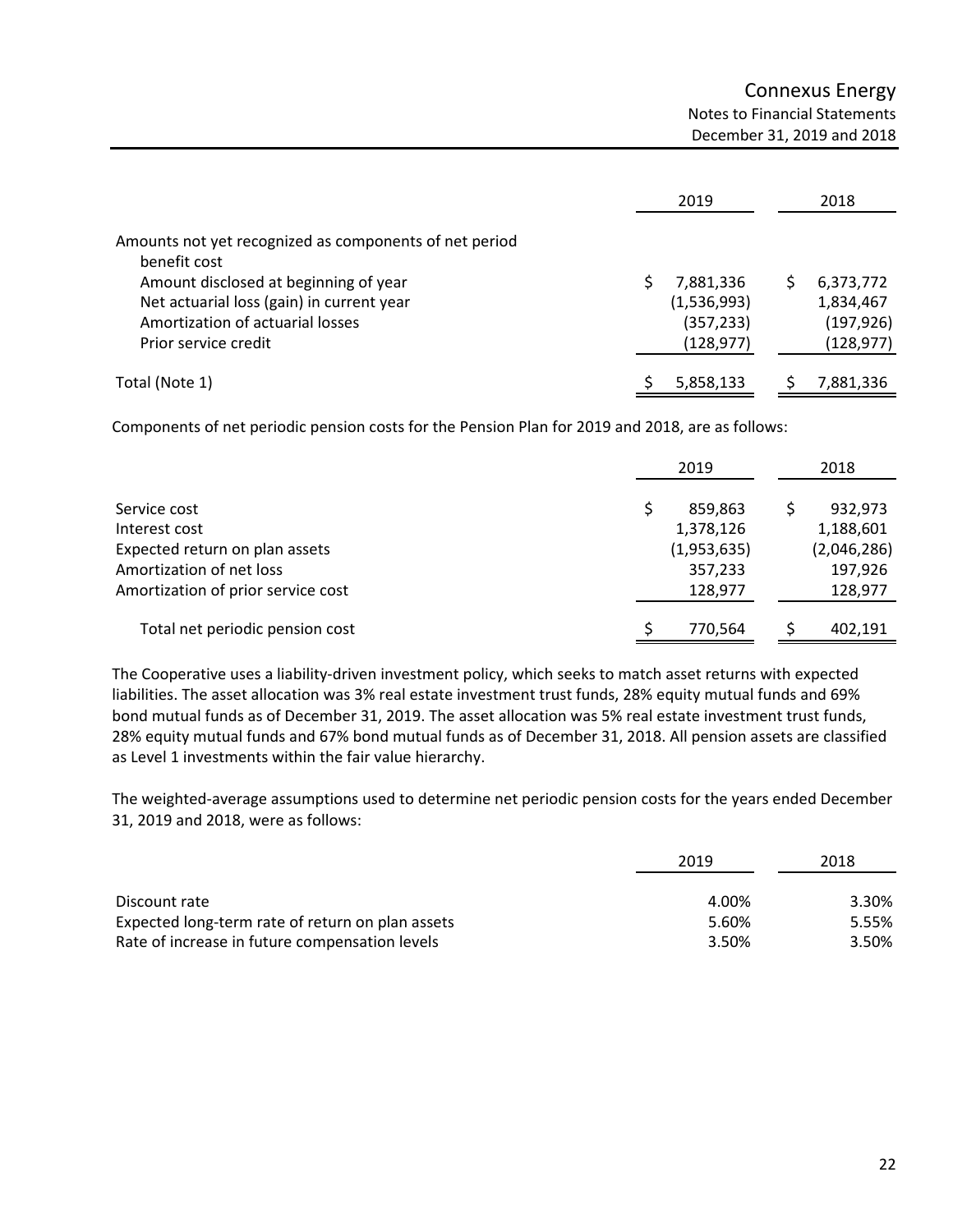| | 2019 | 2018 |
|---|---|---|
| Amounts not yet recognized as components of net period benefit cost | | |
| Amount disclosed at beginning of year | $ 7,881,336 | $ 6,373,772 |
| Net actuarial loss (gain) in current year | (1,536,993) | 1,834,467 |
| Amortization of actuarial losses | (357,233) | (197,926) |
| Prior service credit | (128,977) | (128,977) |
| Total (Note 1) | $ 5,858,133 | $ 7,881,336 |

Components of net periodic pension costs for the Pension Plan for 2019 and 2018, are as follows:

| | 2019 | 2018 |
|---|---|---|
| Service cost | $ 859,863 | $ 932,973 |
| Interest cost | 1,378,126 | 1,188,601 |
| Expected return on plan assets | (1,953,635) | (2,046,286) |
| Amortization of net loss | 357,233 | 197,926 |
| Amortization of prior service cost | 128,977 | 128,977 |
| Total net periodic pension cost | $ 770,564 | $ 402,191 |

The Cooperative uses a liability-driven investment policy, which seeks to match asset returns with expected liabilities. The asset allocation was 3% real estate investment trust funds, 28% equity mutual funds and 69% bond mutual funds as of December 31, 2019. The asset allocation was 5% real estate investment trust funds, 28% equity mutual funds and 67% bond mutual funds as of December 31, 2018. All pension assets are classified as Level 1 investments within the fair value hierarchy.

The weighted-average assumptions used to determine net periodic pension costs for the years ended December 31, 2019 and 2018, were as follows:

| | 2019 | 2018 |
|---|---|---|
| Discount rate | 4.00% | 3.30% |
| Expected long-term rate of return on plan assets | 5.60% | 5.55% |
| Rate of increase in future compensation levels | 3.50% | 3.50% |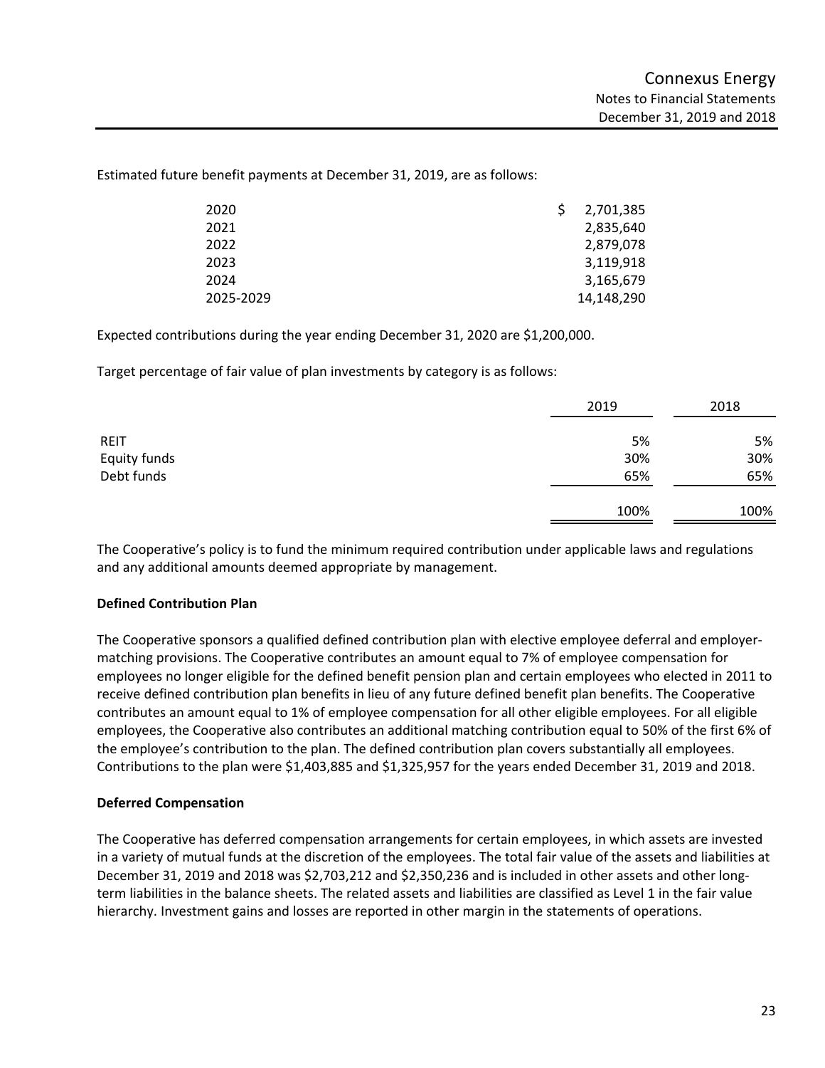Estimated future benefit payments at December 31, 2019, are as follows:

| | |
|---|---|
| 2020 | $ 2,701,385 |
| 2021 | 2,835,640 |
| 2022 | 2,879,078 |
| 2023 | 3,119,918 |
| 2024 | 3,165,679 |
| 2025-2029 | 14,148,290 |

Expected contributions during the year ending December 31, 2020 are $1,200,000.

Target percentage of fair value of plan investments by category is as follows:

| | 2019 | 2018 |
|---|---|---|
| REIT | 5% | 5% |
| Equity funds | 30% | 30% |
| Debt funds | 65% | 65% |
| | 100% | 100% |

The Cooperative's policy is to fund the minimum required contribution under applicable laws and regulations and any additional amounts deemed appropriate by management.

**Defined Contribution Plan**

The Cooperative sponsors a qualified defined contribution plan with elective employee deferral and employer-matching provisions. The Cooperative contributes an amount equal to 7% of employee compensation for employees no longer eligible for the defined benefit pension plan and certain employees who elected in 2011 to receive defined contribution plan benefits in lieu of any future defined benefit plan benefits. The Cooperative contributes an amount equal to 1% of employee compensation for all other eligible employees. For all eligible employees, the Cooperative also contributes an additional matching contribution equal to 50% of the first 6% of the employee's contribution to the plan. The defined contribution plan covers substantially all employees. Contributions to the plan were $1,403,885 and $1,325,957 for the years ended December 31, 2019 and 2018.

**Deferred Compensation**

The Cooperative has deferred compensation arrangements for certain employees, in which assets are invested in a variety of mutual funds at the discretion of the employees. The total fair value of the assets and liabilities at December 31, 2019 and 2018 was $2,703,212 and $2,350,236 and is included in other assets and other long-term liabilities in the balance sheets. The related assets and liabilities are classified as Level 1 in the fair value hierarchy. Investment gains and losses are reported in other margin in the statements of operations.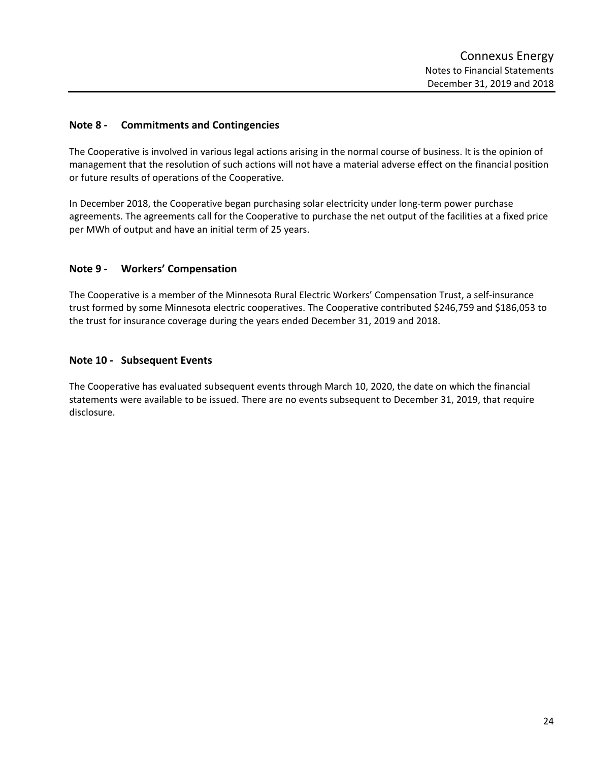## Note 8 - Commitments and Contingencies

The Cooperative is involved in various legal actions arising in the normal course of business. It is the opinion of management that the resolution of such actions will not have a material adverse effect on the financial position or future results of operations of the Cooperative.

In December 2018, the Cooperative began purchasing solar electricity under long-term power purchase agreements. The agreements call for the Cooperative to purchase the net output of the facilities at a fixed price per MWh of output and have an initial term of 25 years.

## Note 9 - Workers' Compensation

The Cooperative is a member of the Minnesota Rural Electric Workers' Compensation Trust, a self-insurance trust formed by some Minnesota electric cooperatives. The Cooperative contributed $246,759 and $186,053 to the trust for insurance coverage during the years ended December 31, 2019 and 2018.

## Note 10 - Subsequent Events

The Cooperative has evaluated subsequent events through March 10, 2020, the date on which the financial statements were available to be issued. There are no events subsequent to December 31, 2019, that require disclosure.